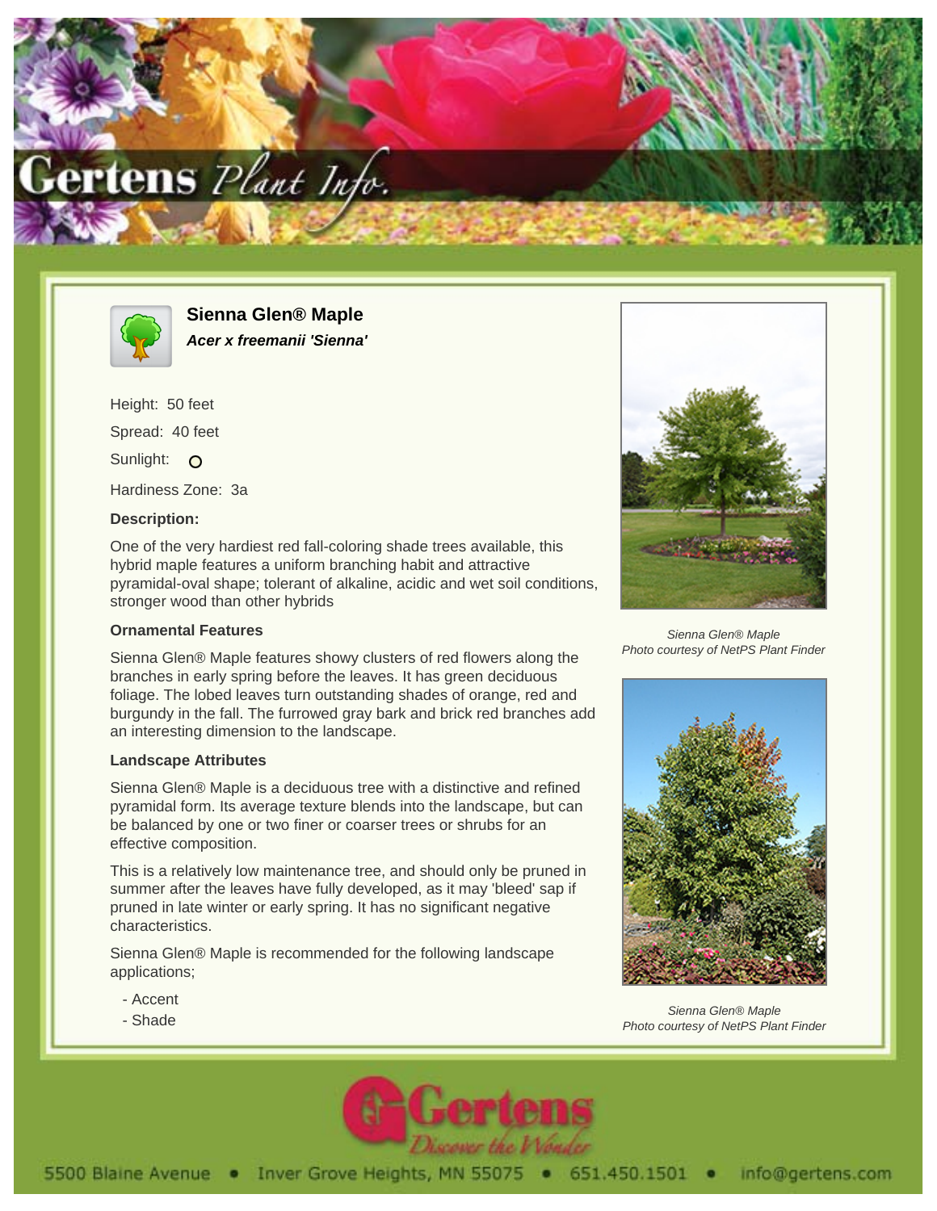# Sienna Glen® Maple

***Acer x freemanii 'Sienna'***

Height: 50 feet

Spread: 40 feet

Sunlight: O

Hardiness Zone: 3a

### Description:

One of the very hardiest red fall-coloring shade trees available, this hybrid maple features a uniform branching habit and attractive pyramidal-oval shape; tolerant of alkaline, acidic and wet soil conditions, stronger wood than other hybrids

### Ornamental Features

Sienna Glen® Maple features showy clusters of red flowers along the branches in early spring before the leaves. It has green deciduous foliage. The lobed leaves turn outstanding shades of orange, red and burgundy in the fall. The furrowed gray bark and brick red branches add an interesting dimension to the landscape.

### Landscape Attributes

Sienna Glen® Maple is a deciduous tree with a distinctive and refined pyramidal form. Its average texture blends into the landscape, but can be balanced by one or two finer or coarser trees or shrubs for an effective composition.

This is a relatively low maintenance tree, and should only be pruned in summer after the leaves have fully developed, as it may 'bleed' sap if pruned in late winter or early spring. It has no significant negative characteristics.

Sienna Glen® Maple is recommended for the following landscape applications;

- Accent
- Shade

*Sienna Glen® Maple*
*Photo courtesy of NetPS Plant Finder*

*Sienna Glen® Maple*
*Photo courtesy of NetPS Plant Finder*

5500 Blaine Avenue • Inver Grove Heights, MN 55075 • 651.450.1501 • info@gertens.com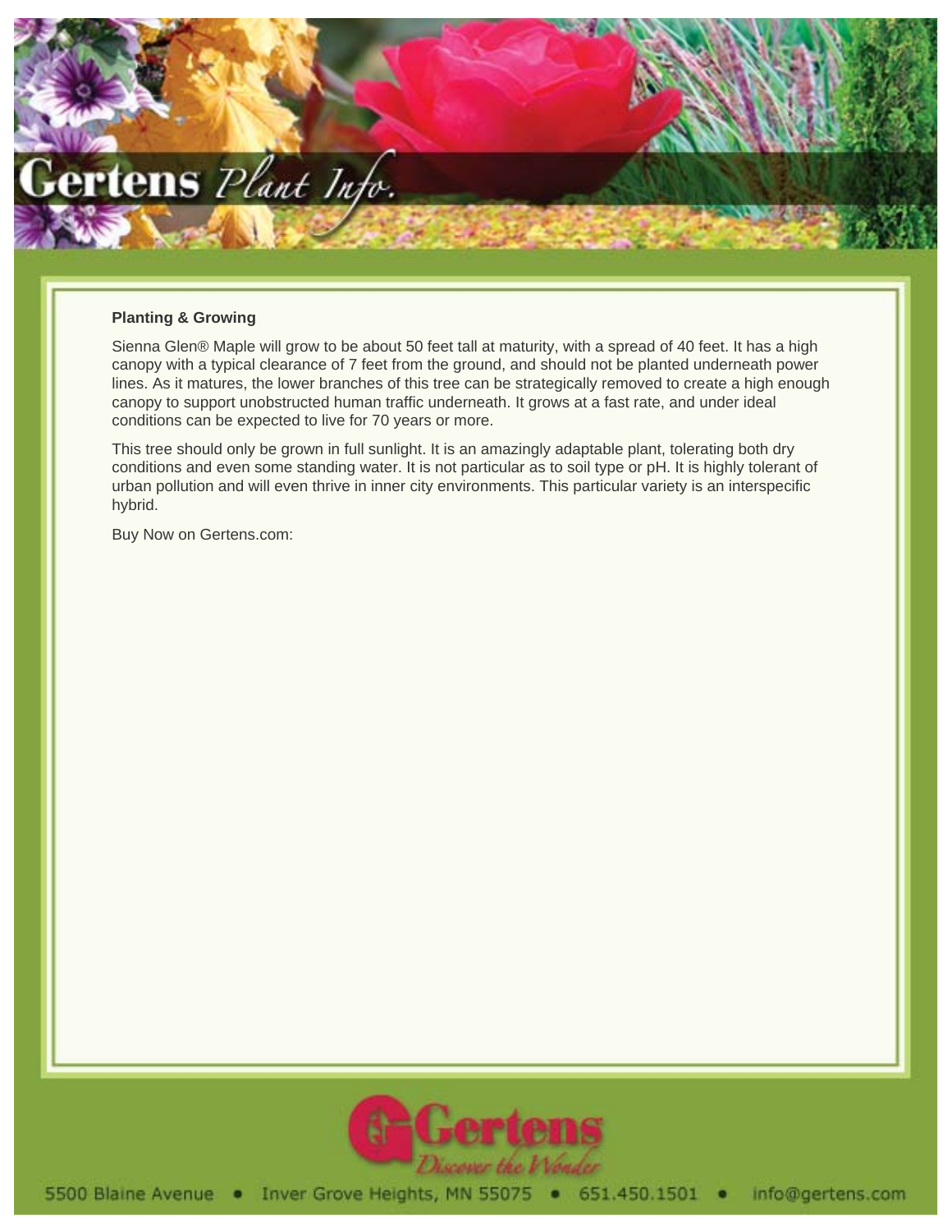**Planting & Growing**

Sienna Glen® Maple will grow to be about 50 feet tall at maturity, with a spread of 40 feet. It has a high canopy with a typical clearance of 7 feet from the ground, and should not be planted underneath power lines. As it matures, the lower branches of this tree can be strategically removed to create a high enough canopy to support unobstructed human traffic underneath. It grows at a fast rate, and under ideal conditions can be expected to live for 70 years or more.

This tree should only be grown in full sunlight. It is an amazingly adaptable plant, tolerating both dry conditions and even some standing water. It is not particular as to soil type or pH. It is highly tolerant of urban pollution and will even thrive in inner city environments. This particular variety is an interspecific hybrid.

Buy Now on Gertens.com: